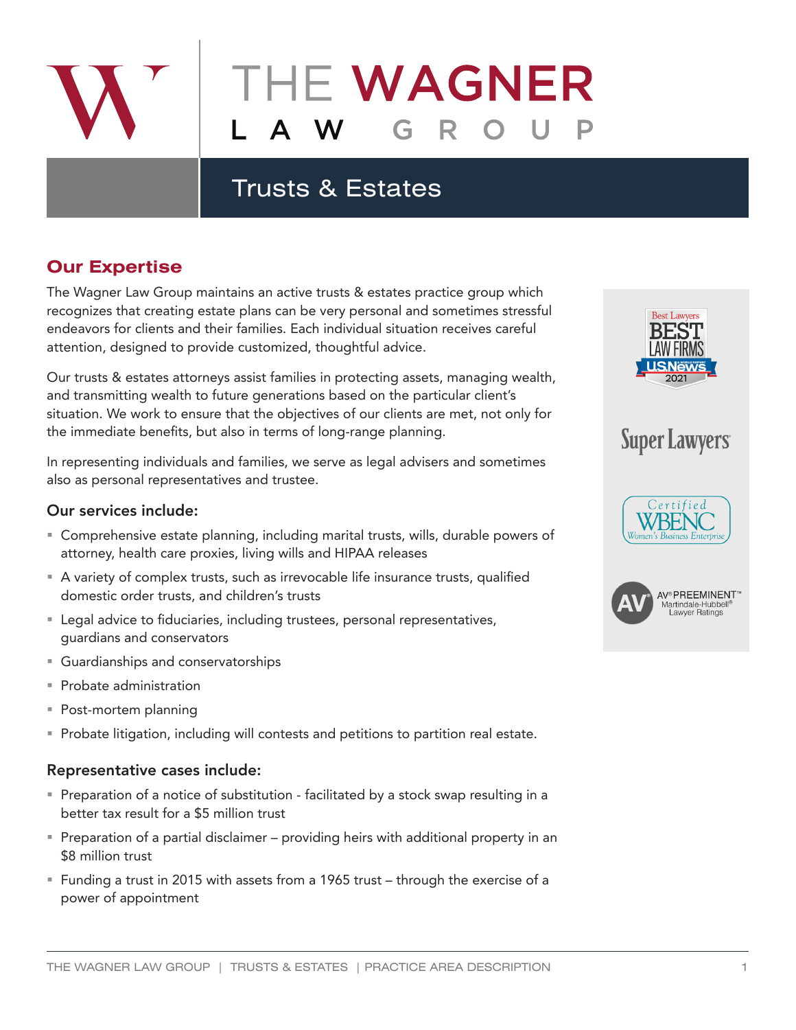# THE WAGNER LAW GROUP

## Trusts & Estates

### Our Expertise

The Wagner Law Group maintains an active trusts & estates practice group which recognizes that creating estate plans can be very personal and sometimes stressful endeavors for clients and their families. Each individual situation receives careful attention, designed to provide customized, thoughtful advice.

Our trusts & estates attorneys assist families in protecting assets, managing wealth, and transmitting wealth to future generations based on the particular client's situation. We work to ensure that the objectives of our clients are met, not only for the immediate benefits, but also in terms of long-range planning.

In representing individuals and families, we serve as legal advisers and sometimes also as personal representatives and trustee.

#### Our services include:

- Comprehensive estate planning, including marital trusts, wills, durable powers of attorney, health care proxies, living wills and HIPAA releases
- A variety of complex trusts, such as irrevocable life insurance trusts, qualified domestic order trusts, and children's trusts
- Legal advice to fiduciaries, including trustees, personal representatives, guardians and conservators
- Guardianships and conservatorships
- Probate administration
- Post-mortem planning
- Probate litigation, including will contests and petitions to partition real estate.

#### Representative cases include:

- Preparation of a notice of substitution - facilitated by a stock swap resulting in a better tax result for a $5 million trust
- Preparation of a partial disclaimer – providing heirs with additional property in an $8 million trust
- Funding a trust in 2015 with assets from a 1965 trust – through the exercise of a power of appointment

Best Lawyers BEST LAW FIRMS U.S.News & World Report 2021

Super Lawyers

Certified WBENC Women's Business Enterprise

AV® PREEMINENT™ Martindale-Hubbell® Lawyer Ratings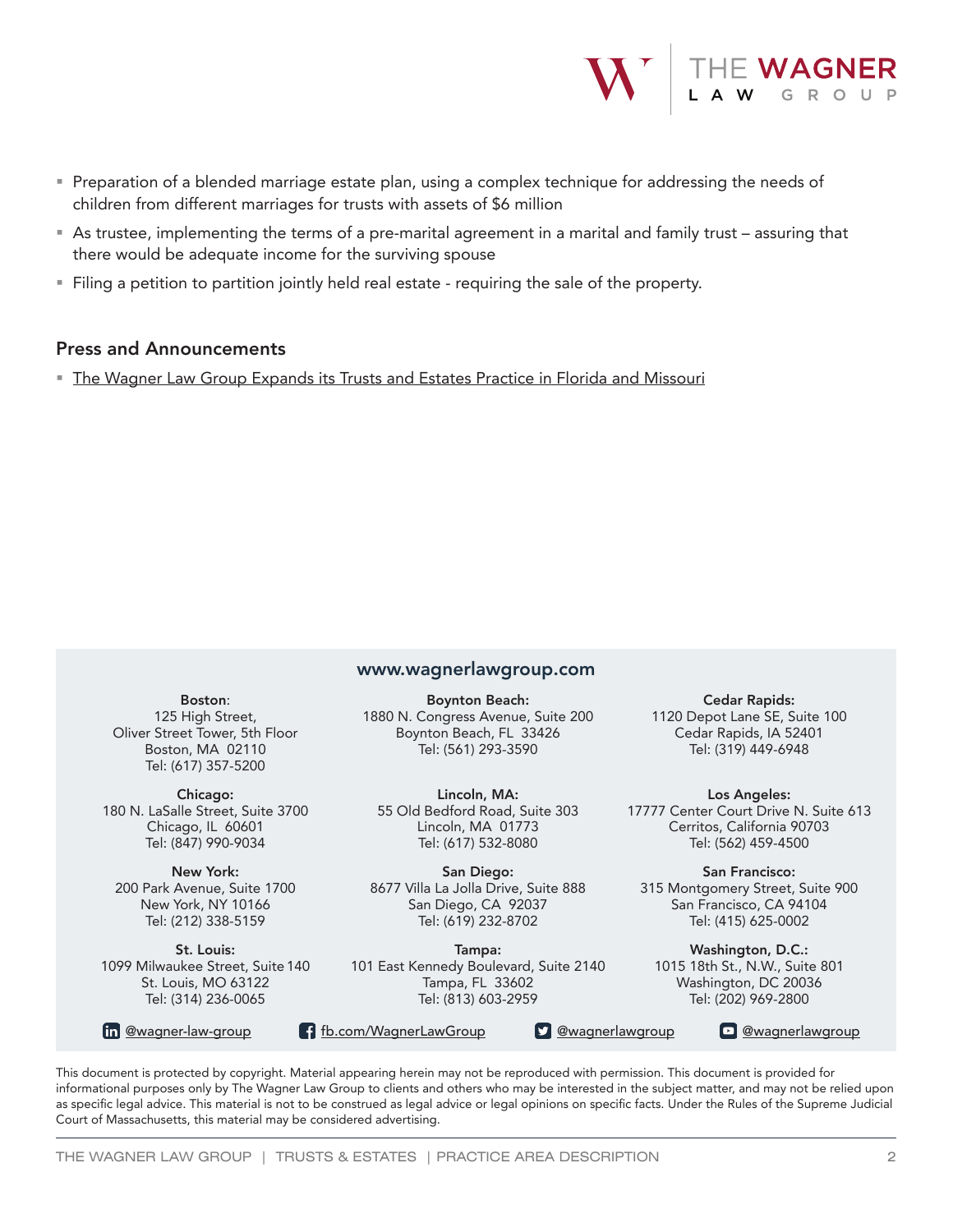- Preparation of a blended marriage estate plan, using a complex technique for addressing the needs of children from different marriages for trusts with assets of $6 million
- As trustee, implementing the terms of a pre-marital agreement in a marital and family trust – assuring that there would be adequate income for the surviving spouse
- Filing a petition to partition jointly held real estate - requiring the sale of the property.

## Press and Announcements

- The Wagner Law Group Expands its Trusts and Estates Practice in Florida and Missouri

**www.wagnerlawgroup.com**

**Boston:**
125 High Street,
Oliver Street Tower, 5th Floor
Boston, MA 02110
Tel: (617) 357-5200

**Boynton Beach:**
1880 N. Congress Avenue, Suite 200
Boynton Beach, FL 33426
Tel: (561) 293-3590

**Cedar Rapids:**
1120 Depot Lane SE, Suite 100
Cedar Rapids, IA 52401
Tel: (319) 449-6948

**Chicago:**
180 N. LaSalle Street, Suite 3700
Chicago, IL 60601
Tel: (847) 990-9034

**Lincoln, MA:**
55 Old Bedford Road, Suite 303
Lincoln, MA 01773
Tel: (617) 532-8080

**Los Angeles:**
17777 Center Court Drive N. Suite 613
Cerritos, California 90703
Tel: (562) 459-4500

**New York:**
200 Park Avenue, Suite 1700
New York, NY 10166
Tel: (212) 338-5159

**San Diego:**
8677 Villa La Jolla Drive, Suite 888
San Diego, CA 92037
Tel: (619) 232-8702

**San Francisco:**
315 Montgomery Street, Suite 900
San Francisco, CA 94104
Tel: (415) 625-0002

**St. Louis:**
1099 Milwaukee Street, Suite 140
St. Louis, MO 63122
Tel: (314) 236-0065

**Tampa:**
101 East Kennedy Boulevard, Suite 2140
Tampa, FL 33602
Tel: (813) 603-2959

**Washington, D.C.:**
1015 18th St., N.W., Suite 801
Washington, DC 20036
Tel: (202) 969-2800

@wagner-law-group | fb.com/WagnerLawGroup | @wagnerlawgroup | @wagnerlawgroup

This document is protected by copyright. Material appearing herein may not be reproduced with permission. This document is provided for informational purposes only by The Wagner Law Group to clients and others who may be interested in the subject matter, and may not be relied upon as specific legal advice. This material is not to be construed as legal advice or legal opinions on specific facts. Under the Rules of the Supreme Judicial Court of Massachusetts, this material may be considered advertising.